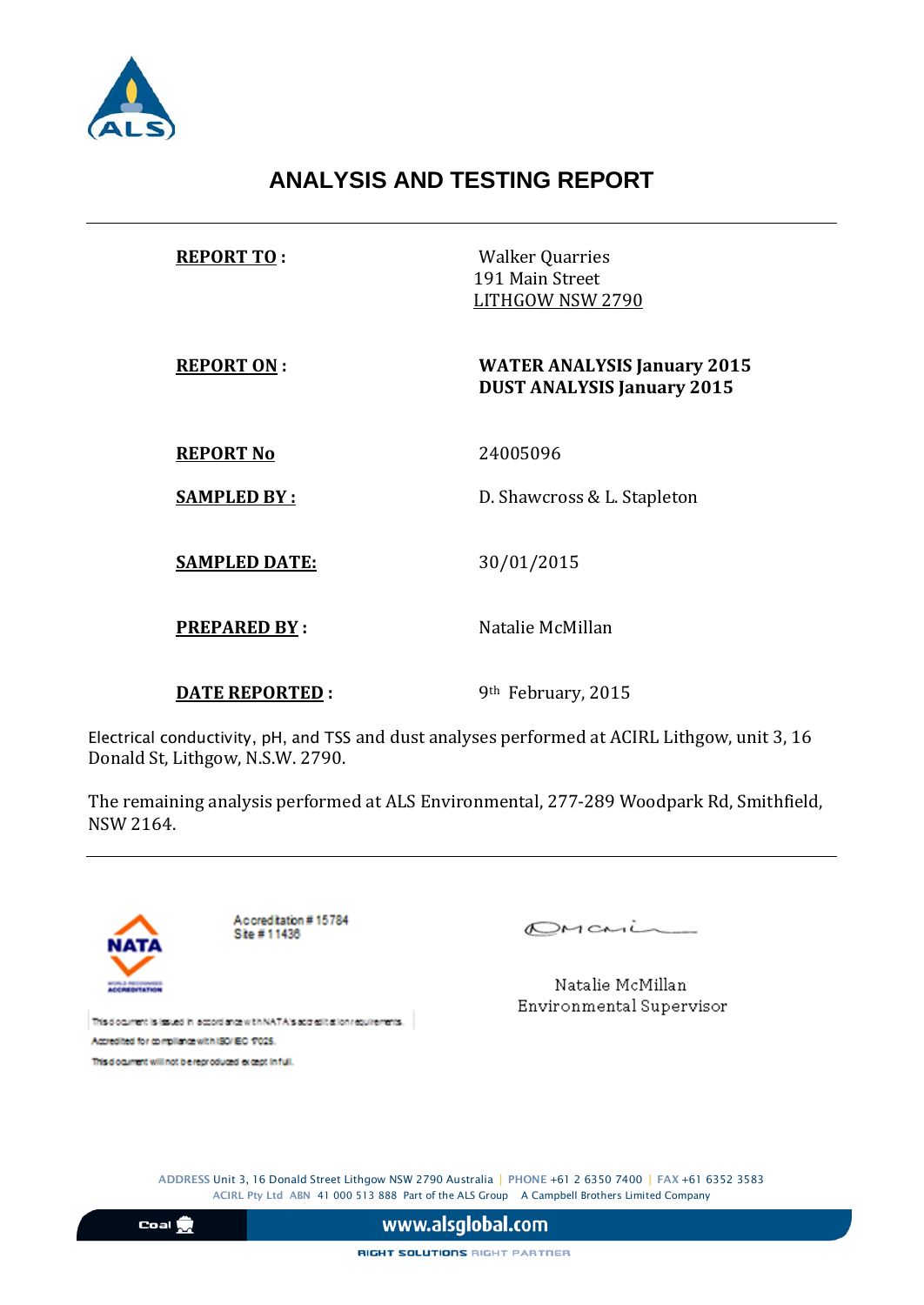# ANALYSIS AND TESTING REPORT

**REPORT TO :** Walker Quarries
191 Main Street
LITHGOW NSW 2790

**REPORT ON :** **WATER ANALYSIS January 2015**
**DUST ANALYSIS January 2015**

**REPORT No** 24005096

**SAMPLED BY :** D. Shawcross & L. Stapleton

**SAMPLED DATE:** 30/01/2015

**PREPARED BY :** Natalie McMillan

**DATE REPORTED :** 9th February, 2015

Electrical conductivity, pH, and TSS and dust analyses performed at ACIRL Lithgow, unit 3, 16 Donald St, Lithgow, N.S.W. 2790.

The remaining analysis performed at ALS Environmental, 277-289 Woodpark Rd, Smithfield, NSW 2164.

---

Accreditation # 15784
Site # 11436

This document is issued in accordance with NATA's accreditation requirements.
Accredited for compliance with ISO/IEC 17025.
This document will not be reproduced except in full.

Natalie McMillan
Environmental Supervisor

ADDRESS Unit 3, 16 Donald Street Lithgow NSW 2790 Australia | PHONE +61 2 6350 7400 | FAX +61 6352 3583
ACIRL Pty Ltd ABN 41 000 513 888 Part of the ALS Group A Campbell Brothers Limited Company

www.alsglobal.com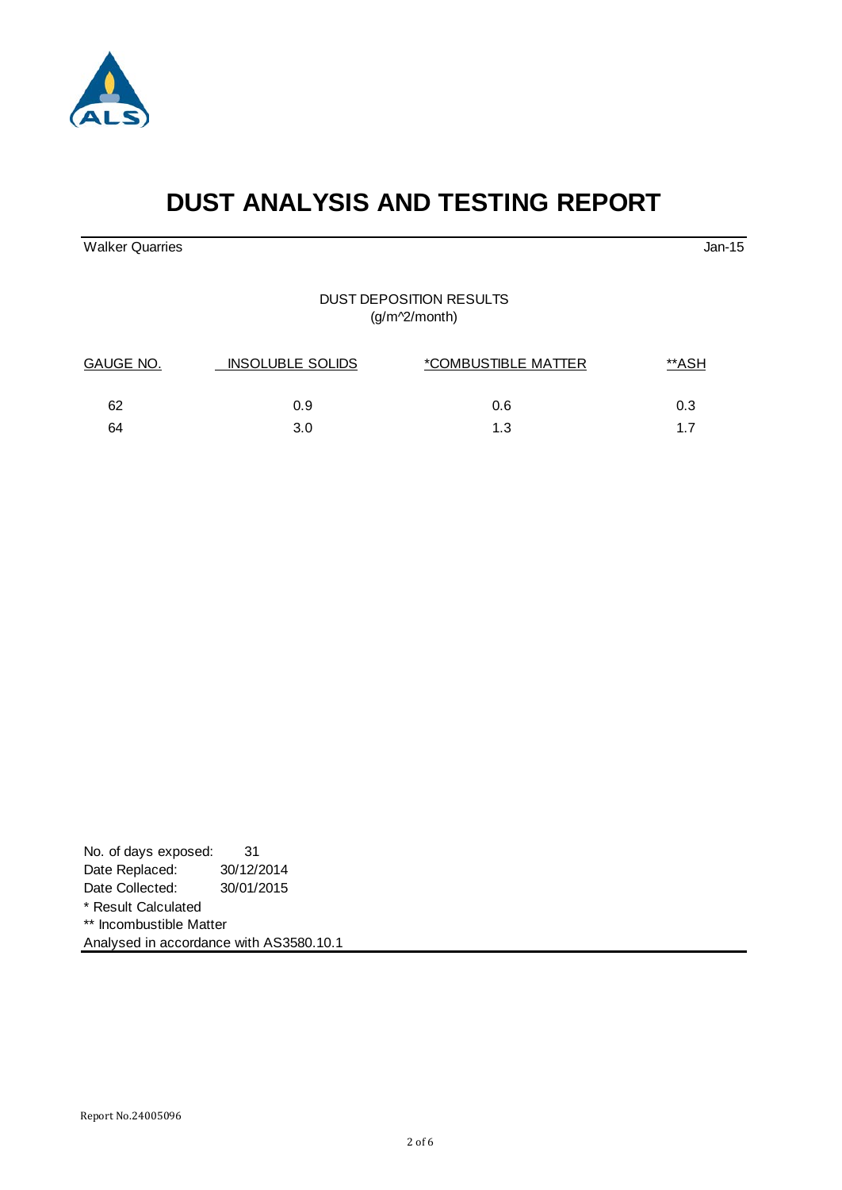# DUST ANALYSIS AND TESTING REPORT

Walker Quarries — Jan-15

DUST DEPOSITION RESULTS
(g/m^2/month)

| GAUGE NO. | INSOLUBLE SOLIDS | *COMBUSTIBLE MATTER | **ASH |
|---|---|---|---|
| 62 | 0.9 | 0.6 | 0.3 |
| 64 | 3.0 | 1.3 | 1.7 |

No. of days exposed: 31
Date Replaced: 30/12/2014
Date Collected: 30/01/2015
* Result Calculated
** Incombustible Matter
Analysed in accordance with AS3580.10.1

Report No.24005096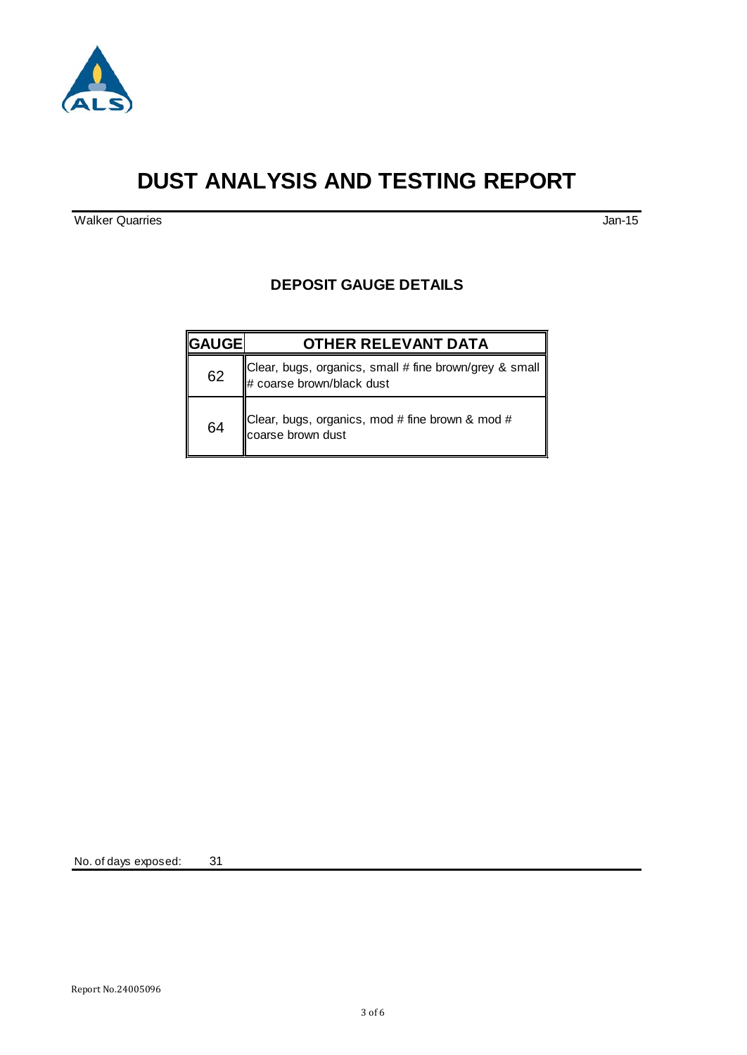# DUST ANALYSIS AND TESTING REPORT

Walker Quarries

Jan-15

## DEPOSIT GAUGE DETAILS

| GAUGE | OTHER RELEVANT DATA |
|---|---|
| 62 | Clear, bugs, organics, small # fine brown/grey & small # coarse brown/black dust |
| 64 | Clear, bugs, organics, mod # fine brown & mod # coarse brown dust |

No. of days exposed: 31

Report No.24005096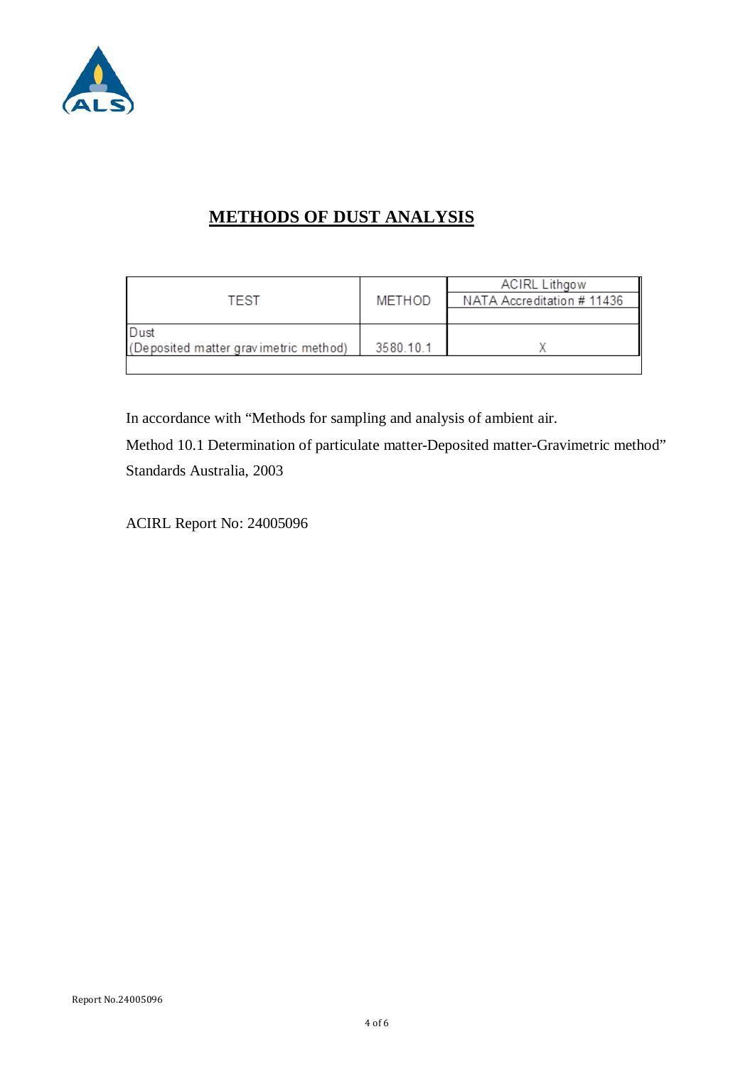# METHODS OF DUST ANALYSIS

| TEST | METHOD | ACIRL Lithgow NATA Accreditation # 11436 |
|---|---|---|
| Dust (Deposited matter gravimetric method) | 3580.10.1 | X |

In accordance with "Methods for sampling and analysis of ambient air.

Method 10.1 Determination of particulate matter-Deposited matter-Gravimetric method"

Standards Australia, 2003

ACIRL Report No: 24005096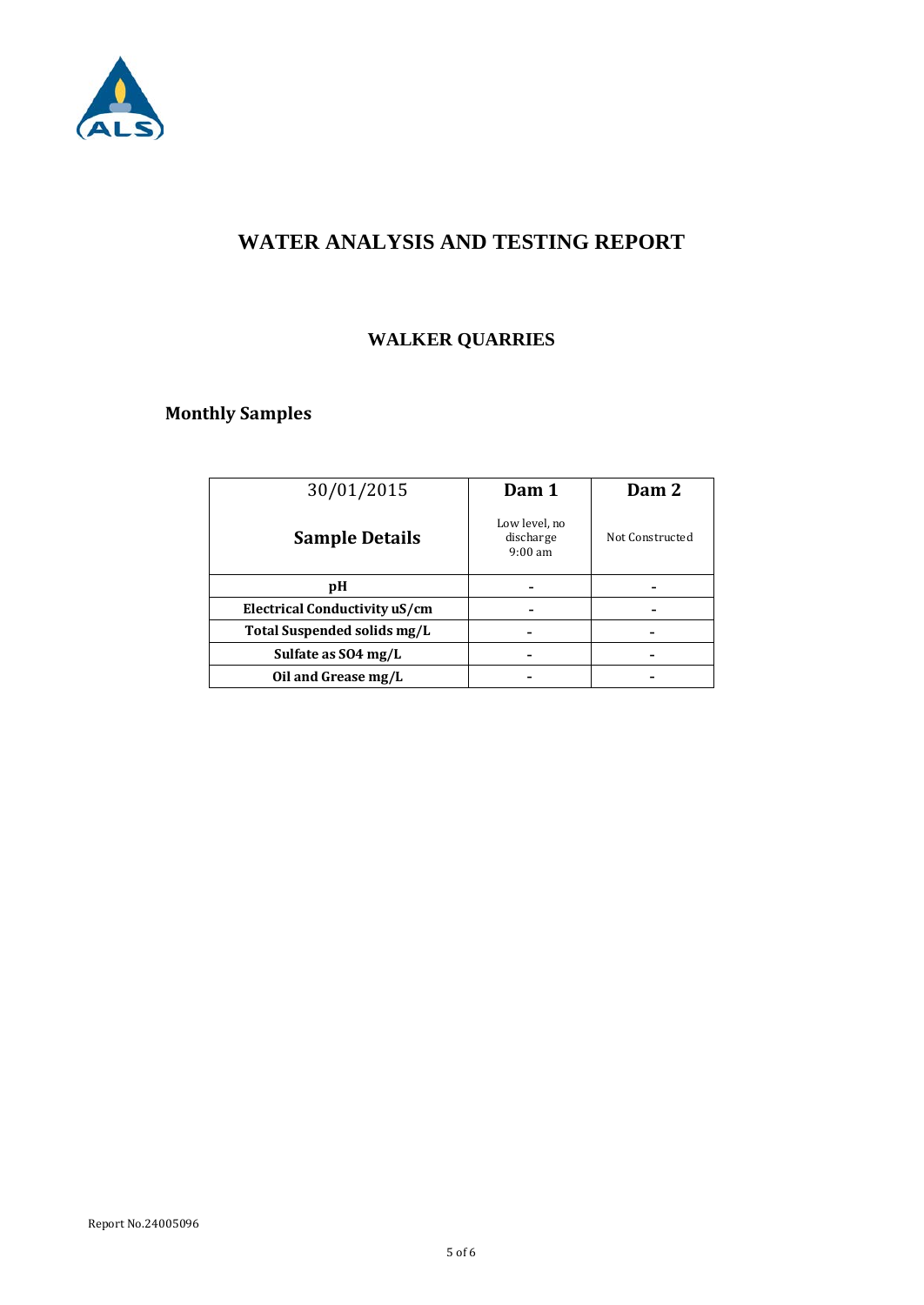# WATER ANALYSIS AND TESTING REPORT

## WALKER QUARRIES

### Monthly Samples

| 30/01/2015<br>**Sample Details** | **Dam 1**<br>Low level, no discharge 9:00 am | **Dam 2**<br>Not Constructed |
| --- | --- | --- |
| **pH** | - | - |
| **Electrical Conductivity uS/cm** | - | - |
| **Total Suspended solids mg/L** | - | - |
| **Sulfate as SO4 mg/L** | - | - |
| **Oil and Grease mg/L** | - | - |

Report No.24005096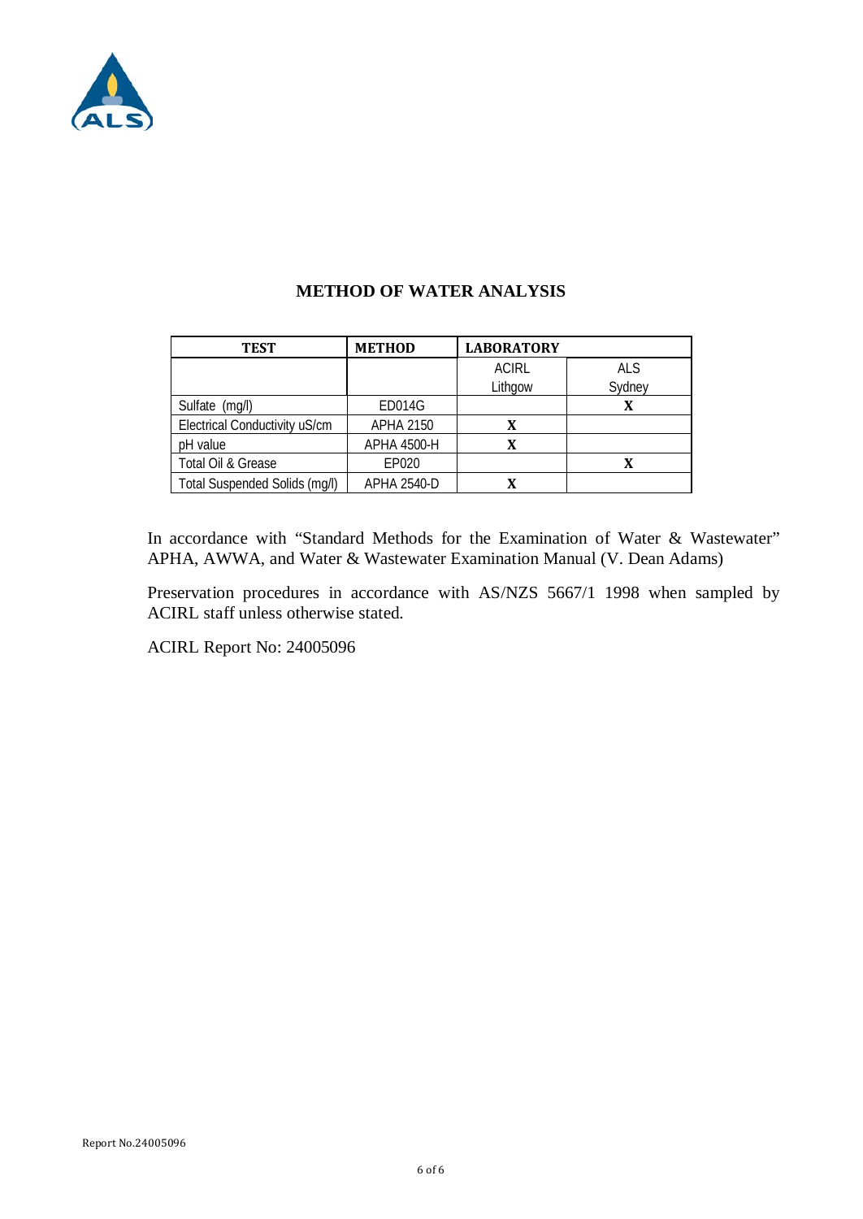## METHOD OF WATER ANALYSIS

| TEST | METHOD | LABORATORY | |
|---|---|---|---|
| | | ACIRL Lithgow | ALS Sydney |
| Sulfate (mg/l) | ED014G | | X |
| Electrical Conductivity uS/cm | APHA 2150 | X | |
| pH value | APHA 4500-H | X | |
| Total Oil & Grease | EP020 | | X |
| Total Suspended Solids (mg/l) | APHA 2540-D | X | |

In accordance with "Standard Methods for the Examination of Water & Wastewater" APHA, AWWA, and Water & Wastewater Examination Manual (V. Dean Adams)

Preservation procedures in accordance with AS/NZS 5667/1 1998 when sampled by ACIRL staff unless otherwise stated.

ACIRL Report No: 24005096